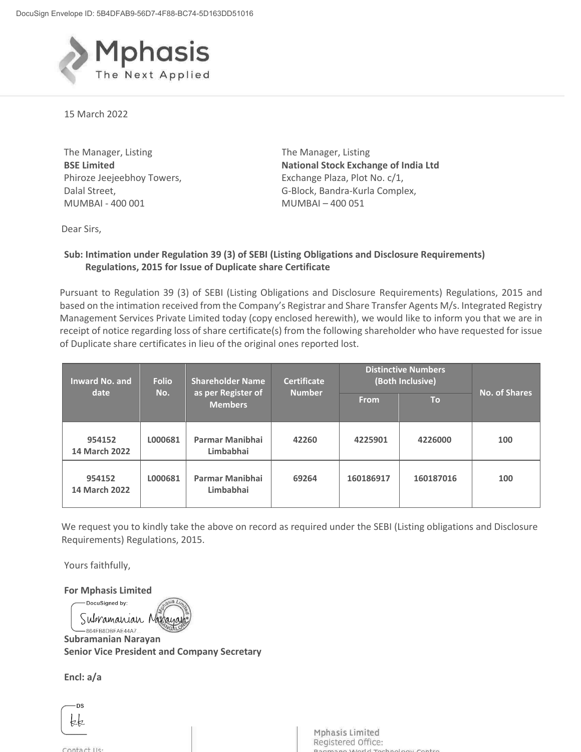15 March 2022

The Manager, Listing
**BSE Limited**
Phiroze Jeejeebhoy Towers,
Dalal Street,
MUMBAI - 400 001

The Manager, Listing
**National Stock Exchange of India Ltd**
Exchange Plaza, Plot No. c/1,
G-Block, Bandra-Kurla Complex,
MUMBAI – 400 051

Dear Sirs,

**Sub: Intimation under Regulation 39 (3) of SEBI (Listing Obligations and Disclosure Requirements) Regulations, 2015 for Issue of Duplicate share Certificate**

Pursuant to Regulation 39 (3) of SEBI (Listing Obligations and Disclosure Requirements) Regulations, 2015 and based on the intimation received from the Company's Registrar and Share Transfer Agents M/s. Integrated Registry Management Services Private Limited today (copy enclosed herewith), we would like to inform you that we are in receipt of notice regarding loss of share certificate(s) from the following shareholder who have requested for issue of Duplicate share certificates in lieu of the original ones reported lost.

| Inward No. and date | Folio No. | Shareholder Name as per Register of Members | Certificate Number | Distinctive Numbers (Both Inclusive) | | No. of Shares |
|---|---|---|---|---|---|---|
| | | | | From | To | |
| 954152 14 March 2022 | L000681 | Parmar Manibhai Limbabhai | 42260 | 4225901 | 4226000 | 100 |
| 954152 14 March 2022 | L000681 | Parmar Manibhai Limbabhai | 69264 | 160186917 | 160187016 | 100 |

We request you to kindly take the above on record as required under the SEBI (Listing obligations and Disclosure Requirements) Regulations, 2015.

Yours faithfully,

**For Mphasis Limited**

DocuSigned by:
864FB8DBFAE44A7

**Subramanian Narayan**
**Senior Vice President and Company Secretary**

**Encl: a/a**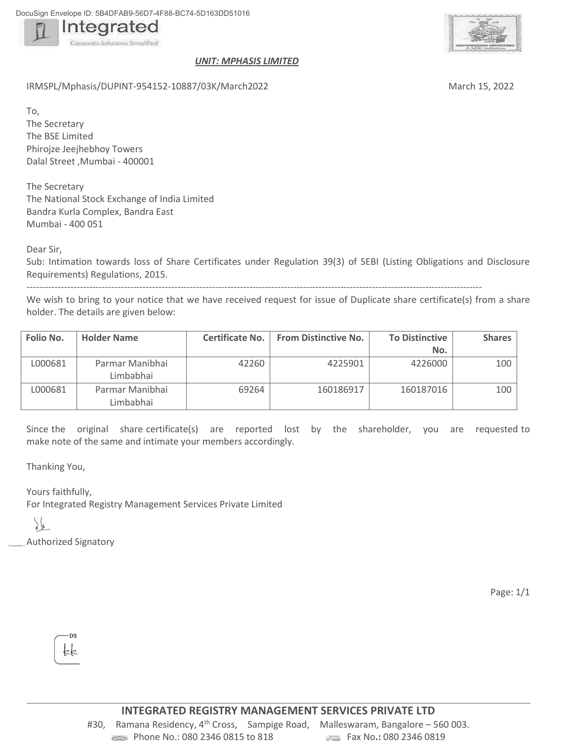DocuSign Envelope ID: 5B4DFAB9-56D7-4F88-BC74-5D163DD51016

Integrated
Corporate Solutions Simplified

**_UNIT: MPHASIS LIMITED_**

IRMSPL/Mphasis/DUPINT-954152-10887/03K/March2022

March 15, 2022

To,
The Secretary
The BSE Limited
Phirojze Jeejhebhoy Towers
Dalal Street ,Mumbai - 400001

The Secretary
The National Stock Exchange of India Limited
Bandra Kurla Complex, Bandra East
Mumbai - 400 051

Dear Sir,
Sub: Intimation towards loss of Share Certificates under Regulation 39(3) of SEBI (Listing Obligations and Disclosure Requirements) Regulations, 2015.

---

We wish to bring to your notice that we have received request for issue of Duplicate share certificate(s) from a share holder. The details are given below:

| Folio No. | Holder Name | Certificate No. | From Distinctive No. | To Distinctive No. | Shares |
|---|---|---|---|---|---|
| L000681 | Parmar Manibhai Limbabhai | 42260 | 4225901 | 4226000 | 100 |
| L000681 | Parmar Manibhai Limbabhai | 69264 | 160186917 | 160187016 | 100 |

Since the original share certificate(s) are reported lost by the shareholder, you are requested to make note of the same and intimate your members accordingly.

Thanking You,

Yours faithfully,
For Integrated Registry Management Services Private Limited

Authorized Signatory

**INTEGRATED REGISTRY MANAGEMENT SERVICES PRIVATE LTD**
#30, Ramana Residency, 4th Cross, Sampige Road, Malleswaram, Bangalore – 560 003.
Phone No.: 080 2346 0815 to 818 Fax No.: 080 2346 0819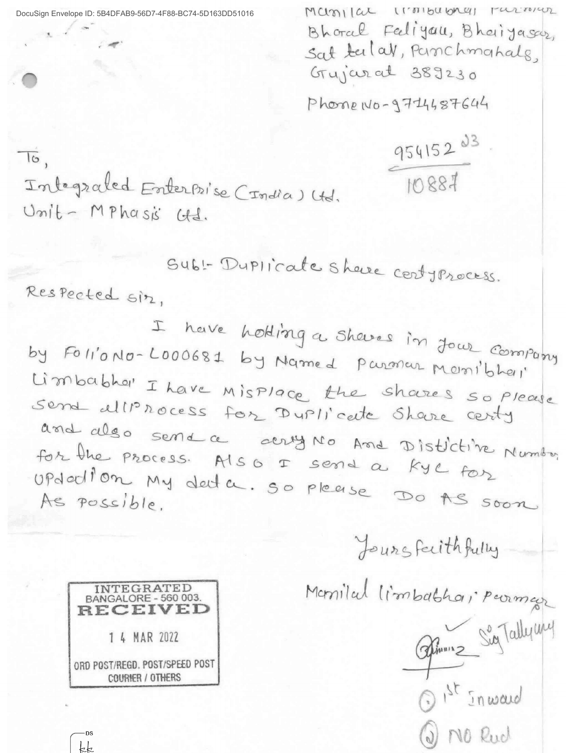DocuSign Envelope ID: 5B4DFAB9-56D7-4F88-BC74-5D163DD51016

Manilal Limbabhai Parmar
Bhoral Faliyau, Bhaiyasar,
Sat talav, Panchmahals,
Gujarat 389230

Phone No-9714487644

954152 03

10887

To,

Integrated Enterprise (India) Ltd.
Unit - MPhasis Ltd.

Sub:- Duplicate share certy process.

Respected sir,

I have holding a shares in your company by Folio No-L000681 by Named Parmar Manibhai Limbabhai I have misplace the shares so please send all process for Duplicate Share certy and also send a certy No And Distictive Number for the process. Also I send a kyc for updation my data. so please Do As soon As possible.

Yours faithfully

Manilal limbabhai Parmar

Sig Tallying

1) 1st Inward

2) NO Recd

INTEGRATED
BANGALORE - 560 003.
RECEIVED
14 MAR 2022
ORD POST/REGD. POST/SPEED POST
COURIER / OTHERS

DS
kk